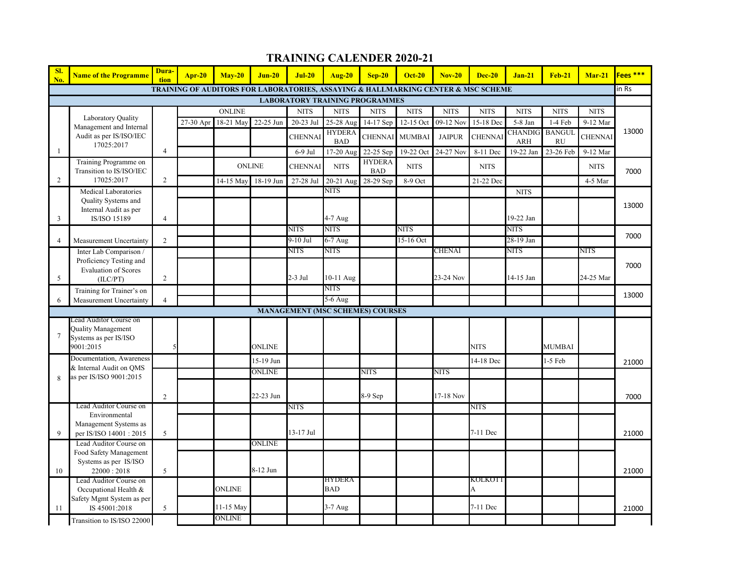# TRAINING CALENDER 2020-21

| Sl. No. | Name of the Programme | Dura-tion | Apr-20 | May-20 | Jun-20 | Jul-20 | Aug-20 | Sep-20 | Oct-20 | Nov-20 | Dec-20 | Jan-21 | Feb-21 | Mar-21 | Fees *** |
|---|---|---|---|---|---|---|---|---|---|---|---|---|---|---|---|
| TRAINING OF AUDITORS FOR LABORATORIES, ASSAYING & HALLMARKING CENTER & MSC SCHEME | | | | | | | | | | | | | | | in Rs |
| LABORATORY TRAINING PROGRAMMES | | | | | | | | | | | | | | | |
| 1 | Laboratory Quality Management and Internal Audit as per IS/ISO/IEC 17025:2017 | 4 | ONLINE | | | NITS | NITS | NITS | NITS | NITS | NITS | NITS | NITS | NITS | 13000 |
| | | | 27-30 Apr | 18-21 May | 22-25 Jun | 20-23 Jul | 25-28 Aug | 14-17 Sep | 12-15 Oct | 09-12 Nov | 15-18 Dec | 5-8 Jan | 1-4 Feb | 9-12 Mar | |
| | | | | | | CHENNAI | HYDERABAD | CHENNAI | MUMBAI | JAIPUR | CHENNAI | CHANDIGARH | BANGULRU | CHENNAI | |
| | | | | | | 6-9 Jul | 17-20 Aug | 22-25 Sep | 19-22 Oct | 24-27 Nov | 8-11 Dec | 19-22 Jan | 23-26 Feb | 9-12 Mar | |
| 2 | Training Programme on Transition to IS/ISO/IEC 17025:2017 | 2 | | ONLINE | | CHENNAI | NITS | HYDERABAD | NITS | | NITS | | | NITS | 7000 |
| | | | | 14-15 May | 18-19 Jun | 27-28 Jul | 20-21 Aug | 28-29 Sep | 8-9 Oct | | 21-22 Dec | | | 4-5 Mar | |
| 3 | Medical Laboratories Quality Systems and Internal Audit as per IS/ISO 15189 | 4 | | | | | NITS | | | | | NITS | | | 13000 |
| | | | | | | | 4-7 Aug | | | | | 19-22 Jan | | | |
| 4 | Measurement Uncertainty | 2 | | | | NITS | NITS | | NITS | | | NITS | | | 7000 |
| | | | | | | 9-10 Jul | 6-7 Aug | | 15-16 Oct | | | 28-19 Jan | | | |
| 5 | Inter Lab Comparison / Proficiency Testing and Evaluation of Scores (ILC/PT) | 2 | | | | NITS | NITS | | | CHENAI | | NITS | | NITS | 7000 |
| | | | | | | 2-3 Jul | 10-11 Aug | | | 23-24 Nov | | 14-15 Jan | | 24-25 Mar | |
| 6 | Training for Trainer's on Measurement Uncertainty | 4 | | | | | NITS | | | | | | | | 13000 |
| | | | | | | | 5-6 Aug | | | | | | | | |
| MANAGEMENT (MSC SCHEMES) COURSES | | | | | | | | | | | | | | | |
| 7 | Lead Auditor Course on Quality Management Systems as per IS/ISO 9001:2015 | 5 | | | ONLINE | | | | | | NITS | | MUMBAI | | |
| | | | | | 15-19 Jun | | | | | | 14-18 Dec | | 1-5 Feb | | 21000 |
| 8 | Documentation, Awareness & Internal Audit on QMS as per IS/ISO 9001:2015 | 2 | | | ONLINE | | | NITS | | NITS | | | | | |
| | | | | | 22-23 Jun | | | 8-9 Sep | | 17-18 Nov | | | | | 7000 |
| 9 | Lead Auditor Course on Environmental Management Systems as per IS/ISO 14001 : 2015 | 5 | | | | NITS | | | | | NITS | | | | |
| | | | | | | 13-17 Jul | | | | | 7-11 Dec | | | | 21000 |
| 10 | Lead Auditor Course on Food Safety Management Systems as per IS/ISO 22000 : 2018 | 5 | | | ONLINE | | | | | | | | | | |
| | | | | | 8-12 Jun | | | | | | | | | | 21000 |
| 11 | Lead Auditor Course on Occupational Health & Safety Mgmt System as per IS 45001:2018 | 5 | | ONLINE | | | HYDERABAD | | | | KOLKOTTA | | | | |
| | | | | 11-15 May | | | 3-7 Aug | | | | 7-11 Dec | | | | 21000 |
| | Transition to IS/ISO 22000 | | | ONLINE | | | | | | | | | | | |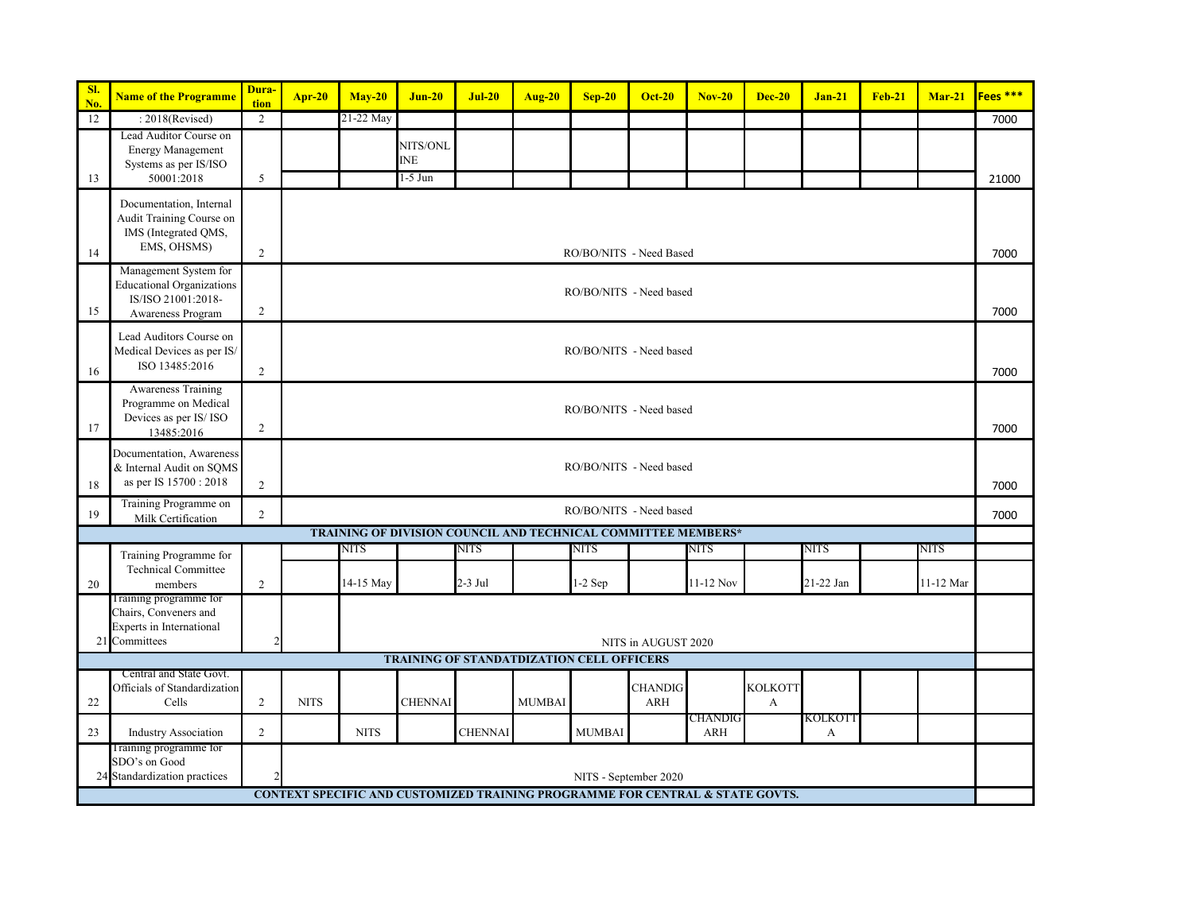| Sl. No. | Name of the Programme | Duration | Apr-20 | May-20 | Jun-20 | Jul-20 | Aug-20 | Sep-20 | Oct-20 | Nov-20 | Dec-20 | Jan-21 | Feb-21 | Mar-21 | Fees *** |
|---|---|---|---|---|---|---|---|---|---|---|---|---|---|---|---|
| 12 | : 2018(Revised) | 2 | | 21-22 May | | | | | | | | | | | 7000 |
| 13 | Lead Auditor Course on Energy Management Systems as per IS/ISO 50001:2018 | 5 | | | NITS/ONLINE 1-5 Jun | | | | | | | | | | 21000 |
| 14 | Documentation, Internal Audit Training Course on IMS (Integrated QMS, EMS, OHSMS) | 2 | RO/BO/NITS - Need Based | | | | | | | | | | | | 7000 |
| 15 | Management System for Educational Organizations IS/ISO 21001:2018- Awareness Program | 2 | RO/BO/NITS - Need based | | | | | | | | | | | | 7000 |
| 16 | Lead Auditors Course on Medical Devices as per IS/ ISO 13485:2016 | 2 | RO/BO/NITS - Need based | | | | | | | | | | | | 7000 |
| 17 | Awareness Training Programme on Medical Devices as per IS/ ISO 13485:2016 | 2 | RO/BO/NITS - Need based | | | | | | | | | | | | 7000 |
| 18 | Documentation, Awareness & Internal Audit on SQMS as per IS 15700 : 2018 | 2 | RO/BO/NITS - Need based | | | | | | | | | | | | 7000 |
| 19 | Training Programme on Milk Certification | 2 | RO/BO/NITS - Need based | | | | | | | | | | | | 7000 |
| | **TRAINING OF DIVISION COUNCIL AND TECHNICAL COMMITTEE MEMBERS*** | | | | | | | | | | | | | | |
| 20 | Training Programme for Technical Committee members | 2 | | NITS 14-15 May | | NITS 2-3 Jul | | NITS 1-2 Sep | | NITS 11-12 Nov | | NITS 21-22 Jan | | NITS 11-12 Mar | |
| 21 | Training programme for Chairs, Conveners and Experts in International Committees | 2 | NITS in AUGUST 2020 | | | | | | | | | | | | |
| | **TRAINING OF STANDATDIZATION CELL OFFICERS** | | | | | | | | | | | | | | |
| 22 | Central and State Govt. Officials of Standardization Cells | 2 | NITS | | CHENNAI | | MUMBAI | | CHANDIGARH | | KOLKOTTA | | | | |
| 23 | Industry Association | 2 | | NITS | | CHENNAI | | MUMBAI | | CHANDIGARH | | KOLKOTTA | | | |
| 24 | Training programme for SDO's on Good Standardization practices | 2 | NITS - September 2020 | | | | | | | | | | | | |
| | **CONTEXT SPECIFIC AND CUSTOMIZED TRAINING PROGRAMME FOR CENTRAL & STATE GOVTS.** | | | | | | | | | | | | | | |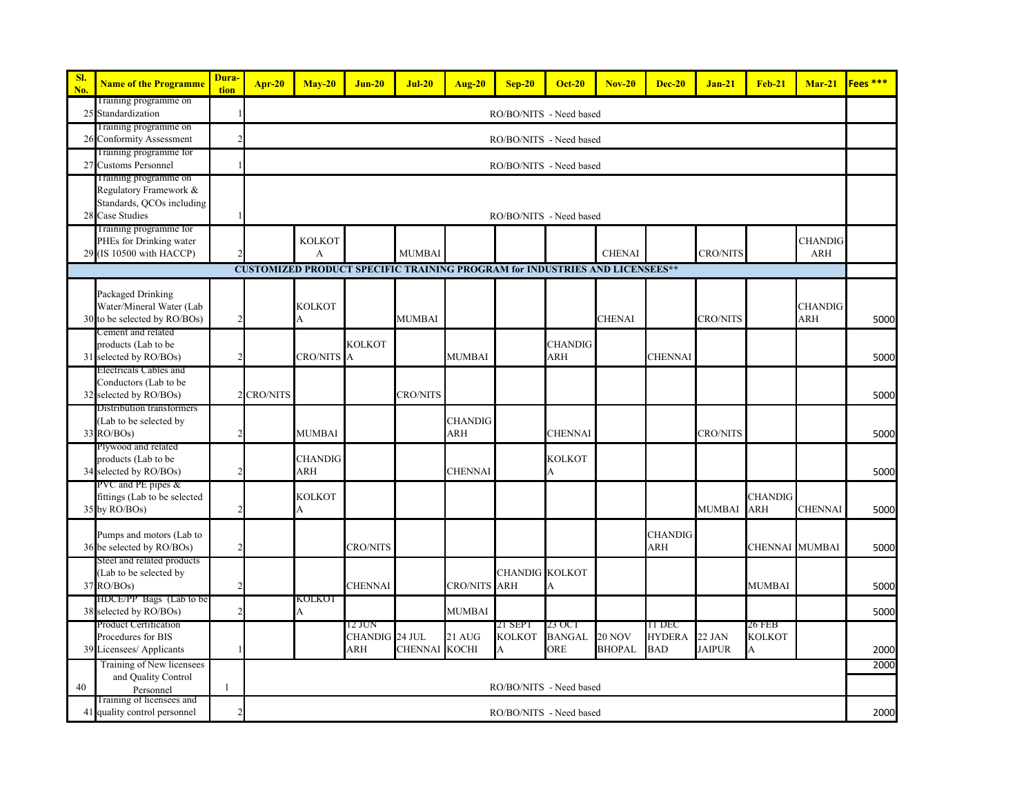| Sl. No. | Name of the Programme | Dura-tion | Apr-20 | May-20 | Jun-20 | Jul-20 | Aug-20 | Sep-20 | Oct-20 | Nov-20 | Dec-20 | Jan-21 | Feb-21 | Mar-21 | Fees *** |
|---|---|---|---|---|---|---|---|---|---|---|---|---|---|---|---|
| 25 | Training programme on Standardization | 1 | RO/BO/NITS - Need based | | | | | | | | | | | | |
| 26 | Training programme on Conformity Assessment | 2 | RO/BO/NITS - Need based | | | | | | | | | | | | |
| 27 | Training programme for Customs Personnel | 1 | RO/BO/NITS - Need based | | | | | | | | | | | | |
| 28 | Training programme on Regulatory Framework & Standards, QCOs including Case Studies | 1 | RO/BO/NITS - Need based | | | | | | | | | | | | |
| 29 | Training programme for PHEs for Drinking water (IS 10500 with HACCP) | 2 | | KOLKOTA | | MUMBAI | | | | CHENAI | | CRO/NITS | | CHANDIGARH | |
| | CUSTOMIZED PRODUCT SPECIFIC TRAINING PROGRAM for INDUSTRIES AND LICENSEES** | | | | | | | | | | | | | | |
| 30 | Packaged Drinking Water/Mineral Water (Lab to be selected by RO/BOs) | 2 | | KOLKOTA | | MUMBAI | | | | CHENAI | | CRO/NITS | | CHANDIGARH | 5000 |
| 31 | Cement and related products (Lab to be selected by RO/BOs) | 2 | | CRO/NITS | KOLKOTA | | MUMBAI | | CHANDIGARH | | CHENNAI | | | | 5000 |
| 32 | Electricals Cables and Conductors (Lab to be selected by RO/BOs) | 2 | CRO/NITS | | | CRO/NITS | | | | | | | | | 5000 |
| 33 | Distribution transformers (Lab to be selected by RO/BOs) | 2 | | MUMBAI | | | CHANDIGARH | | CHENNAI | | | CRO/NITS | | | 5000 |
| 34 | Plywood and related products (Lab to be selected by RO/BOs) | 2 | | CHANDIGARH | | | CHENNAI | | KOLKOTA | | | | | | 5000 |
| 35 | PVC and PE pipes & fittings (Lab to be selected by RO/BOs) | 2 | | KOLKOTA | | | | | | | | MUMBAI | CHANDIGARH | CHENNAI | 5000 |
| 36 | Pumps and motors (Lab to be selected by RO/BOs) | 2 | | | CRO/NITS | | | | | | CHANDIGARH | | CHENNAI | MUMBAI | 5000 |
| 37 | Steel and related products (Lab to be selected by RO/BOs) | 2 | | | CHENNAI | | CRO/NITS | CHANDIGARH | KOLKOTA | | | | MUMBAI | | 5000 |
| 38 | HDCE/PP Bags (Lab to be selected by RO/BOs) | 2 | | KOLKOTA | | | MUMBAI | | | | | | | | 5000 |
| 39 | Product Certification Procedures for BIS Licensees/ Applicants | 1 | | | 12 JUN CHANDIGARH | 24 JUL CHENNAI | 21 AUG KOCHI | 21 SEPT KOLKOTA | 23 OCT BANGALORE | 20 NOV BHOPAL | 11 DEC HYDERABAD | 22 JAN JAIPUR | 26 FEB KOLKOTA | | 2000 |
| 40 | Training of New licensees and Quality Control Personnel | 1 | RO/BO/NITS - Need based | | | | | | | | | | | | 2000 |
| 41 | Training of licensees and quality control personnel | 2 | RO/BO/NITS - Need based | | | | | | | | | | | | 2000 |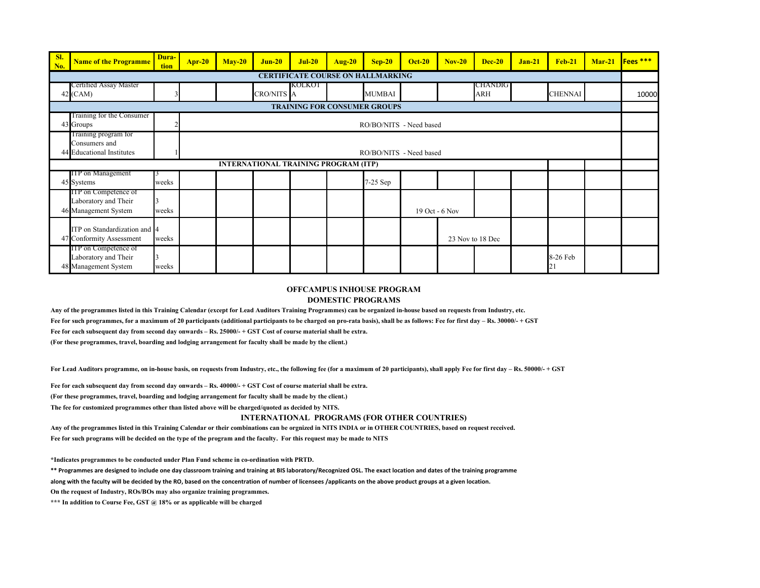| Sl. No. | Name of the Programme | Dura-tion | Apr-20 | May-20 | Jun-20 | Jul-20 | Aug-20 | Sep-20 | Oct-20 | Nov-20 | Dec-20 | Jan-21 | Feb-21 | Mar-21 | Fees *** |
|---|---|---|---|---|---|---|---|---|---|---|---|---|---|---|---|
| | | | | | | | CERTIFICATE COURSE ON HALLMARKING | | | | | | | | |
| 42 | Certified Assay Master (CAM) | 3 | | | CRO/NITS | KOLKOTA | | MUMBAI | | | CHANDIGARH | | CHENNAI | | 10000 |
| | | | | | | | TRAINING FOR CONSUMER GROUPS | | | | | | | | |
| 43 | Training for the Consumer Groups | 2 | | | | | | RO/BO/NITS - Need based | | | | | | | |
| 44 | Training program for Consumers and Educational Institutes | 1 | | | | | | RO/BO/NITS - Need based | | | | | | | |
| | | | | | INTERNATIONAL TRAINING PROGRAM (ITP) | | | | | | | | | | |
| 45 | ITP on Management Systems | 3 weeks | | | | | | 7-25 Sep | | | | | | | |
| 46 | ITP on Competence of Laboratory and Their Management System | 3 weeks | | | | | | | 19 Oct - 6 Nov | | | | | | |
| 47 | ITP on Standardization and Conformity Assessment | 4 weeks | | | | | | | | 23 Nov to 18 Dec | | | | | |
| 48 | ITP on Competence of Laboratory and Their Management System | 3 weeks | | | | | | | | | | | 8-26 Feb 21 | | |

## OFFCAMPUS INHOUSE PROGRAM

### DOMESTIC PROGRAMS

**Any of the programmes listed in this Training Calendar (except for Lead Auditors Training Programmes) can be organized in-house based on requests from Industry, etc.**

**Fee for such programmes, for a maximum of 20 participants (additional participants to be charged on pro-rata basis), shall be as follows: Fee for first day – Rs. 30000/- + GST**

**Fee for each subsequent day from second day onwards – Rs. 25000/- + GST Cost of course material shall be extra.**

**(For these programmes, travel, boarding and lodging arrangement for faculty shall be made by the client.)**

**For Lead Auditors programme, on in-house basis, on requests from Industry, etc., the following fee (for a maximum of 20 participants), shall apply Fee for first day – Rs. 50000/- + GST**

**Fee for each subsequent day from second day onwards – Rs. 40000/- + GST Cost of course material shall be extra.**

**(For these programmes, travel, boarding and lodging arrangement for faculty shall be made by the client.)**

**The fee for customized programmes other than listed above will be charged/quoted as decided by NITS.**

### INTERNATIONAL PROGRAMS (FOR OTHER COUNTRIES)

**Any of the programmes listed in this Training Calendar or their combinations can be orgnized in NITS INDIA or in OTHER COUNTRIES, based on request received.**

**Fee for such programs will be decided on the type of the program and the faculty. For this request may be made to NITS**

**\*Indicates programmes to be conducted under Plan Fund scheme in co-ordination with PRTD.**

**** Programmes are designed to include one day classroom training and training at BIS laboratory/Recognized OSL. The exact location and dates of the training programme along with the faculty will be decided by the RO, based on the concentration of number of licensees /applicants on the above product groups at a given location.**

**On the request of Industry, ROs/BOs may also organize training programmes.**

**\*\*\* In addition to Course Fee, GST @ 18% or as applicable will be charged**